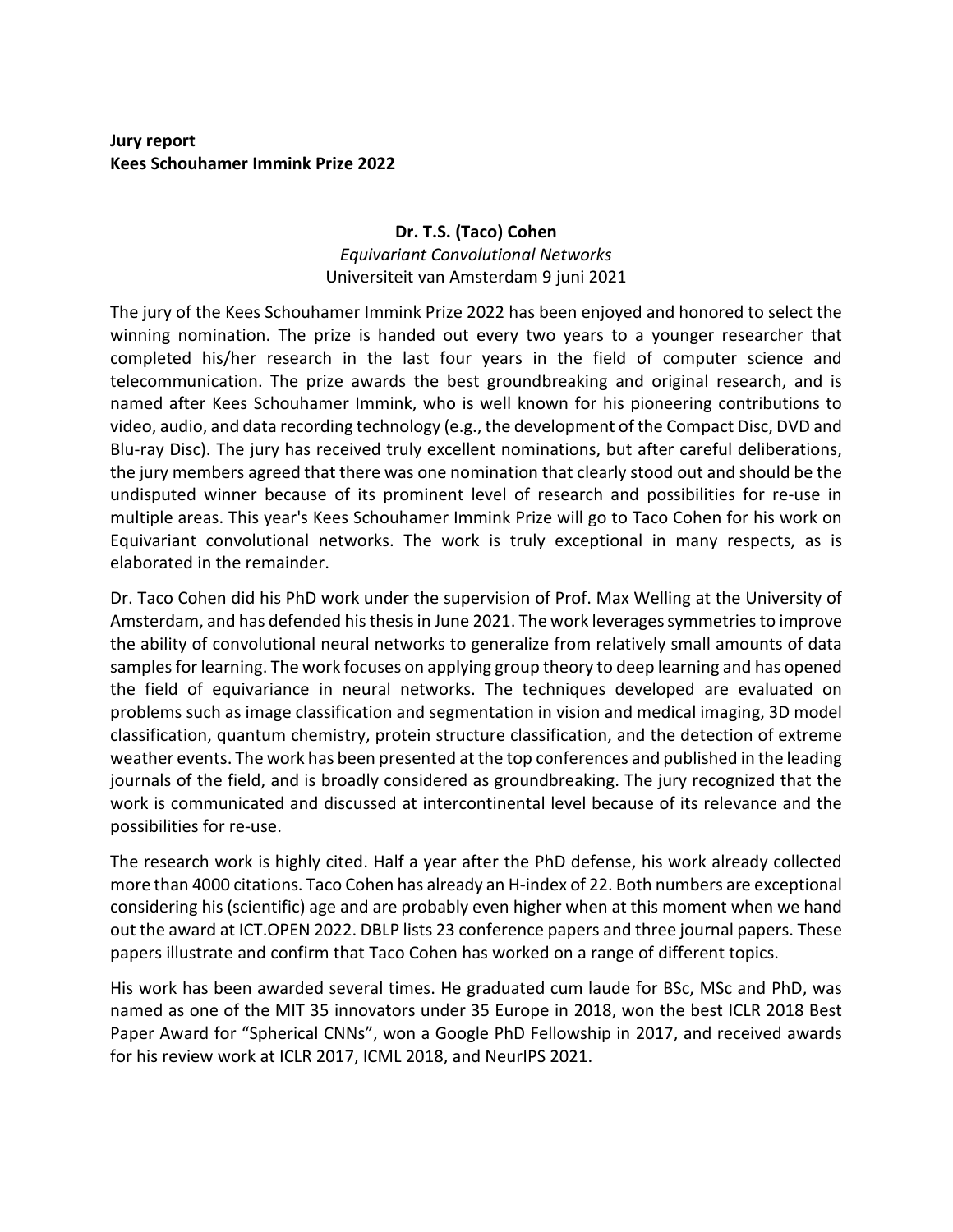**Jury report**
**Kees Schouhamer Immink Prize 2022**

**Dr. T.S. (Taco) Cohen**
*Equivariant Convolutional Networks*
Universiteit van Amsterdam 9 juni 2021

The jury of the Kees Schouhamer Immink Prize 2022 has been enjoyed and honored to select the winning nomination. The prize is handed out every two years to a younger researcher that completed his/her research in the last four years in the field of computer science and telecommunication. The prize awards the best groundbreaking and original research, and is named after Kees Schouhamer Immink, who is well known for his pioneering contributions to video, audio, and data recording technology (e.g., the development of the Compact Disc, DVD and Blu-ray Disc). The jury has received truly excellent nominations, but after careful deliberations, the jury members agreed that there was one nomination that clearly stood out and should be the undisputed winner because of its prominent level of research and possibilities for re-use in multiple areas. This year's Kees Schouhamer Immink Prize will go to Taco Cohen for his work on Equivariant convolutional networks. The work is truly exceptional in many respects, as is elaborated in the remainder.

Dr. Taco Cohen did his PhD work under the supervision of Prof. Max Welling at the University of Amsterdam, and has defended his thesis in June 2021. The work leverages symmetries to improve the ability of convolutional neural networks to generalize from relatively small amounts of data samples for learning. The work focuses on applying group theory to deep learning and has opened the field of equivariance in neural networks. The techniques developed are evaluated on problems such as image classification and segmentation in vision and medical imaging, 3D model classification, quantum chemistry, protein structure classification, and the detection of extreme weather events. The work has been presented at the top conferences and published in the leading journals of the field, and is broadly considered as groundbreaking. The jury recognized that the work is communicated and discussed at intercontinental level because of its relevance and the possibilities for re-use.

The research work is highly cited. Half a year after the PhD defense, his work already collected more than 4000 citations. Taco Cohen has already an H-index of 22. Both numbers are exceptional considering his (scientific) age and are probably even higher when at this moment when we hand out the award at ICT.OPEN 2022. DBLP lists 23 conference papers and three journal papers. These papers illustrate and confirm that Taco Cohen has worked on a range of different topics.

His work has been awarded several times. He graduated cum laude for BSc, MSc and PhD, was named as one of the MIT 35 innovators under 35 Europe in 2018, won the best ICLR 2018 Best Paper Award for “Spherical CNNs”, won a Google PhD Fellowship in 2017, and received awards for his review work at ICLR 2017, ICML 2018, and NeurIPS 2021.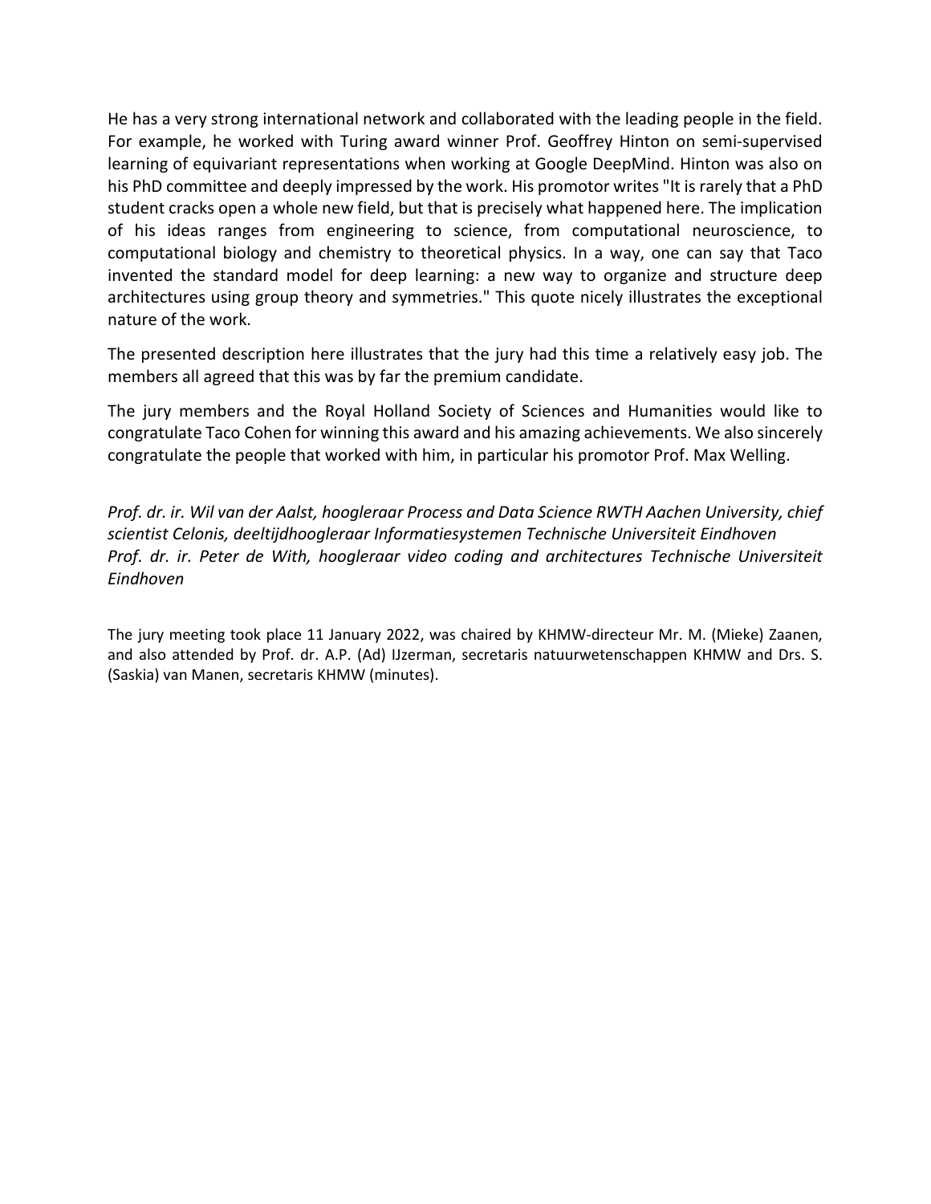He has a very strong international network and collaborated with the leading people in the field. For example, he worked with Turing award winner Prof. Geoffrey Hinton on semi-supervised learning of equivariant representations when working at Google DeepMind. Hinton was also on his PhD committee and deeply impressed by the work. His promotor writes "It is rarely that a PhD student cracks open a whole new field, but that is precisely what happened here. The implication of his ideas ranges from engineering to science, from computational neuroscience, to computational biology and chemistry to theoretical physics. In a way, one can say that Taco invented the standard model for deep learning: a new way to organize and structure deep architectures using group theory and symmetries." This quote nicely illustrates the exceptional nature of the work.

The presented description here illustrates that the jury had this time a relatively easy job. The members all agreed that this was by far the premium candidate.

The jury members and the Royal Holland Society of Sciences and Humanities would like to congratulate Taco Cohen for winning this award and his amazing achievements. We also sincerely congratulate the people that worked with him, in particular his promotor Prof. Max Welling.

*Prof. dr. ir. Wil van der Aalst, hoogleraar Process and Data Science RWTH Aachen University, chief scientist Celonis, deeltijdhoogleraar Informatiesystemen Technische Universiteit Eindhoven*
*Prof. dr. ir. Peter de With, hoogleraar video coding and architectures Technische Universiteit Eindhoven*

The jury meeting took place 11 January 2022, was chaired by KHMW-directeur Mr. M. (Mieke) Zaanen, and also attended by Prof. dr. A.P. (Ad) IJzerman, secretaris natuurwetenschappen KHMW and Drs. S. (Saskia) van Manen, secretaris KHMW (minutes).